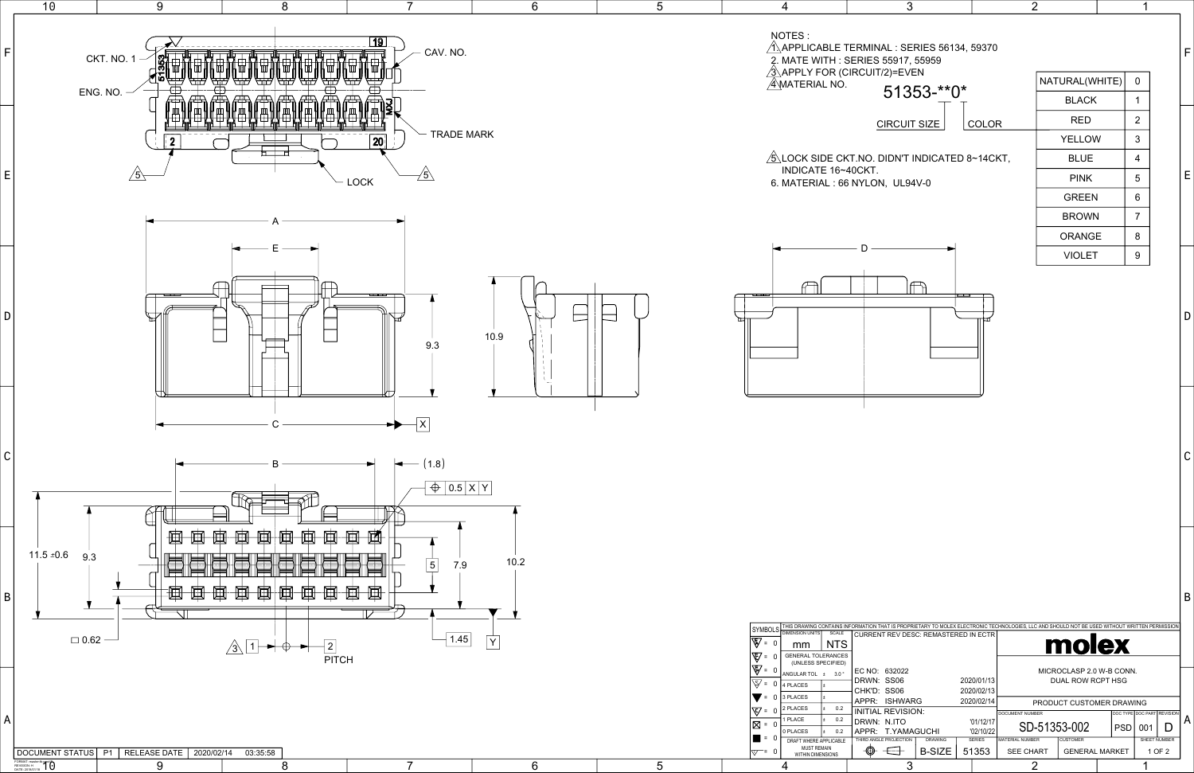NOTES :

1. APPLICABLE TERMINAL : SERIES 56134, 59370
2. MATE WITH : SERIES 55917, 55959
3. APPLY FOR (CIRCUIT/2)=EVEN
4. MATERIAL NO.

51353-**0*

CIRCUIT SIZE — COLOR

| NATURAL(WHITE) | 0 |
|---|---|
| BLACK | 1 |
| RED | 2 |
| YELLOW | 3 |
| BLUE | 4 |
| PINK | 5 |
| GREEN | 6 |
| BROWN | 7 |
| ORANGE | 8 |
| VIOLET | 9 |

5. LOCK SIDE CKT.NO. DIDN'T INDICATED 8~14CKT, INDICATE 16~40CKT.
6. MATERIAL : 66 NYLON, UL94V-0

CKT. NO. 1 — ENG. NO. — CAV. NO. — TRADE MARK — LOCK

A, E, C, B, D

9.3, 10.9, 11.5 ±0.6, 9.3, 7.9, 10.2, 1.45, (1.8), □ 0.62

⊕ 0.5 X Y

1 — 2 PITCH

| SYMBOLS | |
|---|---|
| DIMENSION UNITS | mm |
| SCALE | NTS |
| GENERAL TOLERANCES (UNLESS SPECIFIED) | |
| ANGULAR TOL | ± 3.0 ° |
| 4 PLACES | ± |
| 3 PLACES | ± |
| 2 PLACES | ± 0.2 |
| 1 PLACE | ± 0.2 |
| 0 PLACES | ± 0.2 |
| DRAFT WHERE APPLICABLE MUST REMAIN WITHIN DIMENSIONS | |

THIS DRAWING CONTAINS INFORMATION THAT IS PROPRIETARY TO MOLEX ELECTRONIC TECHNOLOGIES, LLC AND SHOULD NOT BE USED WITHOUT WRITTEN PERMISSION

CURRENT REV DESC: REMASTERED IN ECTR

| EC NO: | 632022 | |
|---|---|---|
| DRWN: | SS06 | 2020/01/13 |
| CHK'D: | SS06 | 2020/02/13 |
| APPR: | ISHWARG | 2020/02/14 |
| INITIAL REVISION: | | |
| DRWN: | N.ITO | '01/12/17 |
| APPR: | T.YAMAGUCHI | '02/10/22 |

THIRD ANGLE PROJECTION — DRAWING: B-SIZE — SERIES: 51353

molex

MICROCLASP 2.0 W-B CONN. DUAL ROW RCPT HSG

PRODUCT CUSTOMER DRAWING

| DOCUMENT NUMBER | DOC TYPE | DOC PART | REVISION |
|---|---|---|---|
| SD-51353-002 | PSD | 001 | D |

| MATERIAL NUMBER | CUSTOMER | SHEET NUMBER |
|---|---|---|
| SEE CHART | GENERAL MARKET | 1 OF 2 |

DOCUMENT STATUS: P1 — RELEASE DATE: 2020/02/14 03:35:58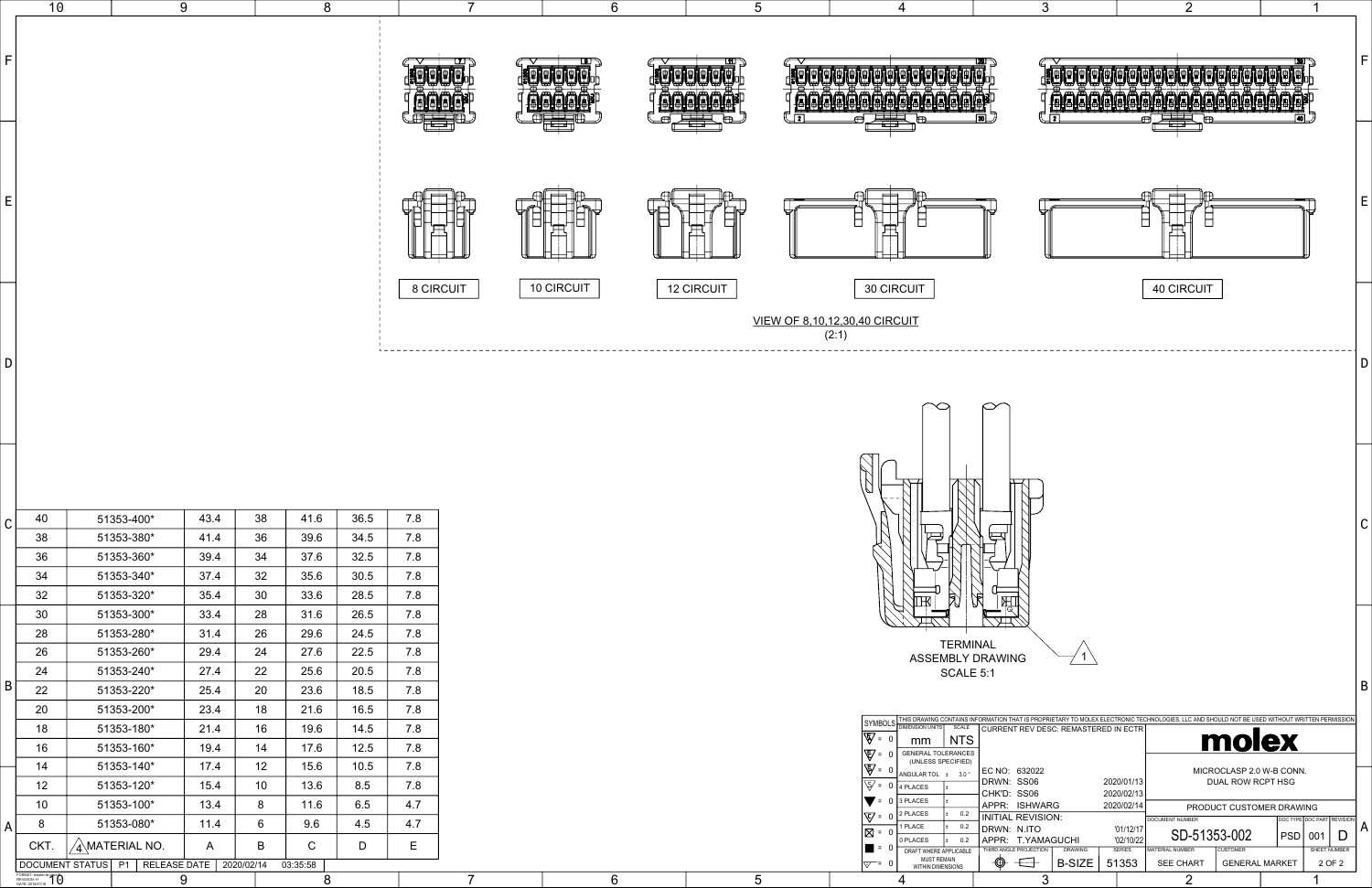8 CIRCUIT

10 CIRCUIT

12 CIRCUIT

30 CIRCUIT

40 CIRCUIT

VIEW OF 8,10,12,30,40 CIRCUIT
(2:1)

TERMINAL
ASSEMBLY DRAWING
SCALE 5:1

| CKT. | MATERIAL NO. | A | B | C | D | E |
|---|---|---|---|---|---|---|
| 40 | 51353-400* | 43.4 | 38 | 41.6 | 36.5 | 7.8 |
| 38 | 51353-380* | 41.4 | 36 | 39.6 | 34.5 | 7.8 |
| 36 | 51353-360* | 39.4 | 34 | 37.6 | 32.5 | 7.8 |
| 34 | 51353-340* | 37.4 | 32 | 35.6 | 30.5 | 7.8 |
| 32 | 51353-320* | 35.4 | 30 | 33.6 | 28.5 | 7.8 |
| 30 | 51353-300* | 33.4 | 28 | 31.6 | 26.5 | 7.8 |
| 28 | 51353-280* | 31.4 | 26 | 29.6 | 24.5 | 7.8 |
| 26 | 51353-260* | 29.4 | 24 | 27.6 | 22.5 | 7.8 |
| 24 | 51353-240* | 27.4 | 22 | 25.6 | 20.5 | 7.8 |
| 22 | 51353-220* | 25.4 | 20 | 23.6 | 18.5 | 7.8 |
| 20 | 51353-200* | 23.4 | 18 | 21.6 | 16.5 | 7.8 |
| 18 | 51353-180* | 21.4 | 16 | 19.6 | 14.5 | 7.8 |
| 16 | 51353-160* | 19.4 | 14 | 17.6 | 12.5 | 7.8 |
| 14 | 51353-140* | 17.4 | 12 | 15.6 | 10.5 | 7.8 |
| 12 | 51353-120* | 15.4 | 10 | 13.6 | 8.5 | 7.8 |
| 10 | 51353-100* | 13.4 | 8 | 11.6 | 6.5 | 4.7 |
| 8 | 51353-080* | 11.4 | 6 | 9.6 | 4.5 | 4.7 |

DOCUMENT STATUS P1 RELEASE DATE 2020/02/14 03:35:58

THIS DRAWING CONTAINS INFORMATION THAT IS PROPRIETARY TO MOLEX ELECTRONIC TECHNOLOGIES, LLC AND SHOULD NOT BE USED WITHOUT WRITTEN PERMISSION

| | |
|---|---|
| DIMENSION UNITS | mm |
| SCALE | NTS |
| GENERAL TOLERANCES (UNLESS SPECIFIED) | |
| ANGULAR TOL | ± 3.0° |
| 4 PLACES | ± |
| 3 PLACES | ± |
| 2 PLACES | ± 0.2 |
| 1 PLACE | ± 0.2 |
| 0 PLACES | ± 0.2 |

DRAFT WHERE APPLICABLE MUST REMAIN WITHIN DIMENSIONS

CURRENT REV DESC: REMASTERED IN ECTR

EC NO: 632022
DRWN: SS06 2020/01/13
CHK'D: SS06 2020/02/13
APPR: ISHWARG 2020/02/14

INITIAL REVISION:
DRWN: N.ITO '01/12/17
APPR: T.YAMAGUCHI '02/10/22

THIRD ANGLE PROJECTION | DRAWING: B-SIZE | SERIES: 51353

molex

MICROCLASP 2.0 W-B CONN.
DUAL ROW RCPT HSG

PRODUCT CUSTOMER DRAWING

| DOCUMENT NUMBER | DOC TYPE | DOC PART | REVISION |
|---|---|---|---|
| SD-51353-002 | PSD | 001 | D |

| MATERIAL NUMBER | CUSTOMER | SHEET NUMBER |
|---|---|---|
| SEE CHART | GENERAL MARKET | 2 OF 2 |